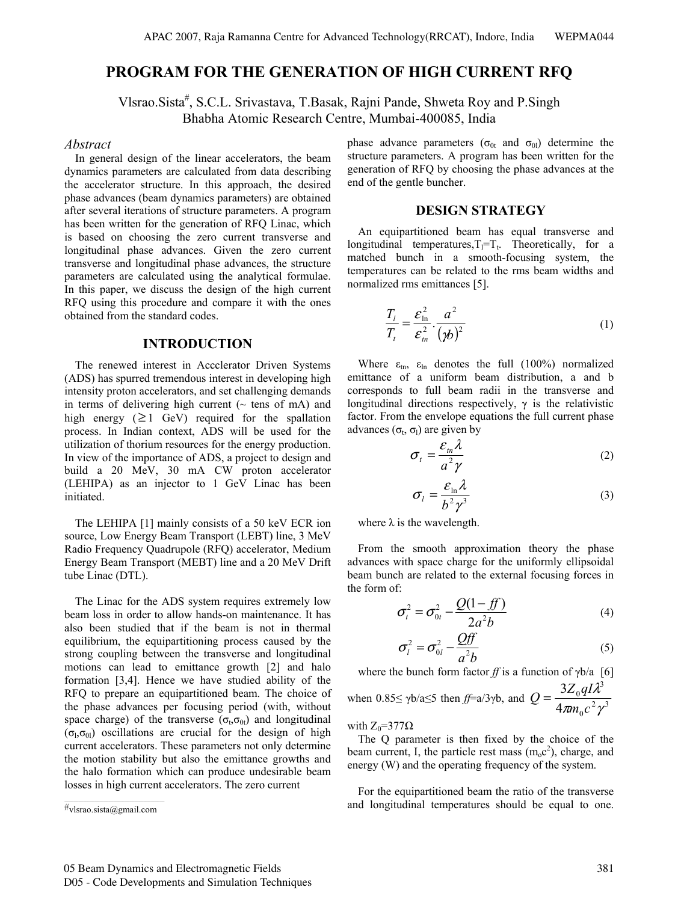# PROGRAM FOR THE GENERATION OF HIGH CURRENT RFQ

Vlsrao.Sista#, S.C.L. Srivastava, T.Basak, Rajni Pande, Shweta Roy and P.Singh
Bhabha Atomic Research Centre, Mumbai-400085, India

## *Abstract*

In general design of the linear accelerators, the beam dynamics parameters are calculated from data describing the accelerator structure. In this approach, the desired phase advances (beam dynamics parameters) are obtained after several iterations of structure parameters. A program has been written for the generation of RFQ Linac, which is based on choosing the zero current transverse and longitudinal phase advances. Given the zero current transverse and longitudinal phase advances, the structure parameters are calculated using the analytical formulae. In this paper, we discuss the design of the high current RFQ using this procedure and compare it with the ones obtained from the standard codes.

## INTRODUCTION

The renewed interest in Accclerator Driven Systems (ADS) has spurred tremendous interest in developing high intensity proton accelerators, and set challenging demands in terms of delivering high current (~ tens of mA) and high energy (≥1 GeV) required for the spallation process. In Indian context, ADS will be used for the utilization of thorium resources for the energy production. In view of the importance of ADS, a project to design and build a 20 MeV, 30 mA CW proton accelerator (LEHIPA) as an injector to 1 GeV Linac has been initiated.

The LEHIPA [1] mainly consists of a 50 keV ECR ion source, Low Energy Beam Transport (LEBT) line, 3 MeV Radio Frequency Quadrupole (RFQ) accelerator, Medium Energy Beam Transport (MEBT) line and a 20 MeV Drift tube Linac (DTL).

The Linac for the ADS system requires extremely low beam loss in order to allow hands-on maintenance. It has also been studied that if the beam is not in thermal equilibrium, the equipartitioning process caused by the strong coupling between the transverse and longitudinal motions can lead to emittance growth [2] and halo formation [3,4]. Hence we have studied ability of the RFQ to prepare an equipartitioned beam. The choice of the phase advances per focusing period (with, without space charge) of the transverse ($\sigma_t$,$\sigma_{0t}$) and longitudinal ($\sigma_l$,$\sigma_{0l}$) oscillations are crucial for the design of high current accelerators. These parameters not only determine the motion stability but also the emittance growths and the halo formation which can produce undesirable beam losses in high current accelerators. The zero current phase advance parameters ($\sigma_{0t}$ and $\sigma_{0l}$) determine the structure parameters. A program has been written for the generation of RFQ by choosing the phase advances at the end of the gentle buncher.

## DESIGN STRATEGY

An equipartitioned beam has equal transverse and longitudinal temperatures,$T_l$=$T_t$. Theoretically, for a matched bunch in a smooth-focusing system, the temperatures can be related to the rms beam widths and normalized rms emittances [5].

$$\frac{T_l}{T_t} = \frac{\varepsilon_{ln}^2}{\varepsilon_{tn}^2} \cdot \frac{a^2}{(\gamma b)^2} \tag{1}$$

Where $\varepsilon_{tn}$, $\varepsilon_{ln}$ denotes the full (100%) normalized emittance of a uniform beam distribution, a and b corresponds to full beam radii in the transverse and longitudinal directions respectively, $\gamma$ is the relativistic factor. From the envelope equations the full current phase advances ($\sigma_t$, $\sigma_l$) are given by

$$\sigma_t = \frac{\varepsilon_{tn}\lambda}{a^2\gamma} \tag{2}$$

$$\sigma_l = \frac{\varepsilon_{ln}\lambda}{b^2\gamma^3} \tag{3}$$

where $\lambda$ is the wavelength.

From the smooth approximation theory the phase advances with space charge for the uniformly ellipsoidal beam bunch are related to the external focusing forces in the form of:

$$\sigma_t^2 = \sigma_{0t}^2 - \frac{Q(1-ff)}{2a^2b} \tag{4}$$

$$\sigma_l^2 = \sigma_{0l}^2 - \frac{Qff}{a^2b} \tag{5}$$

where the bunch form factor *ff* is a function of $\gamma$b/a [6] when 0.85≤ $\gamma$b/a≤5 then *ff*=a/3$\gamma$b, and $Q = \frac{3Z_0 qI\lambda^3}{4\pi m_0 c^2\gamma^3}$ with $Z_0$=377Ω

The Q parameter is then fixed by the choice of the beam current, I, the particle rest mass ($m_oc^2$), charge, and energy (W) and the operating frequency of the system.

For the equipartitioned beam the ratio of the transverse and longitudinal temperatures should be equal to one.

#vlsrao.sista@gmail.com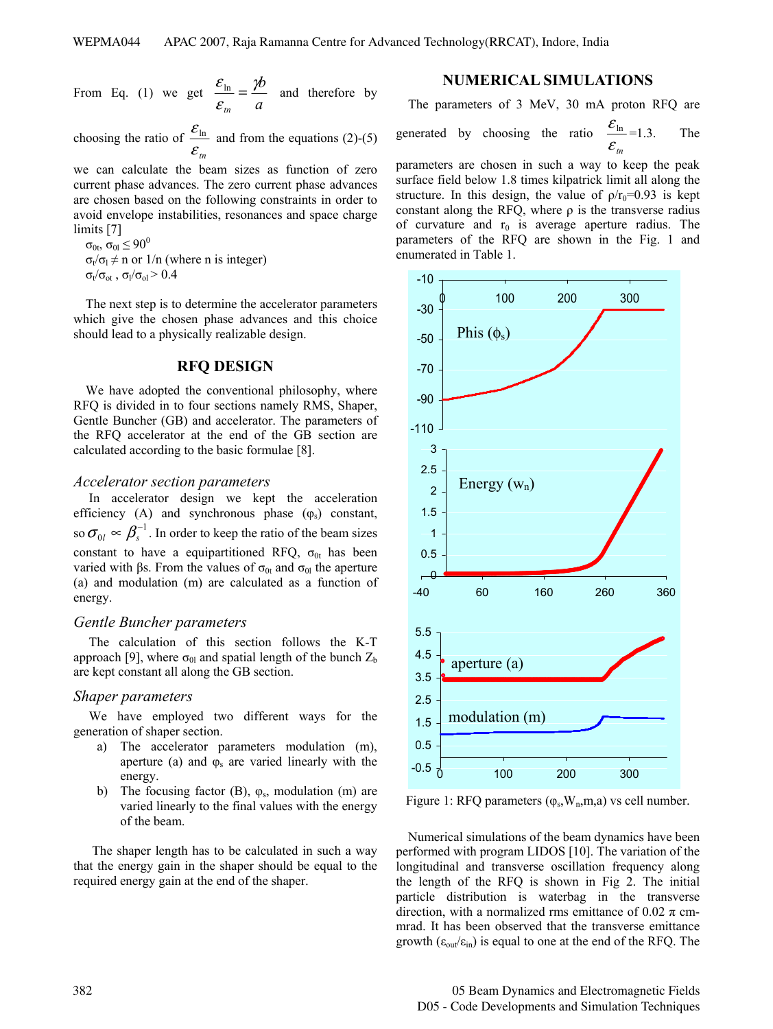From Eq. (1) we get $\frac{\varepsilon_{\ln}}{\varepsilon_{tn}} = \frac{\gamma b}{a}$ and therefore by choosing the ratio of $\frac{\varepsilon_{\ln}}{\varepsilon_{tn}}$ and from the equations (2)-(5) we can calculate the beam sizes as function of zero current phase advances. The zero current phase advances are chosen based on the following constraints in order to avoid envelope instabilities, resonances and space charge limits [7]

$\sigma_{0t}$, $\sigma_{0l} \leq 90^0$

$\sigma_t/\sigma_l \neq$ n or 1/n (where n is integer)

$\sigma_t/\sigma_{ot}$ , $\sigma_l/\sigma_{ol} > 0.4$

The next step is to determine the accelerator parameters which give the chosen phase advances and this choice should lead to a physically realizable design.

## RFQ DESIGN

We have adopted the conventional philosophy, where RFQ is divided in to four sections namely RMS, Shaper, Gentle Buncher (GB) and accelerator. The parameters of the RFQ accelerator at the end of the GB section are calculated according to the basic formulae [8].

### *Accelerator section parameters*

In accelerator design we kept the acceleration efficiency (A) and synchronous phase ($\varphi_s$) constant, so $\sigma_{0l} \propto \beta_s^{-1}$. In order to keep the ratio of the beam sizes constant to have a equipartitioned RFQ, $\sigma_{0t}$ has been varied with βs. From the values of $\sigma_{0t}$ and $\sigma_{0l}$ the aperture (a) and modulation (m) are calculated as a function of energy.

### *Gentle Buncher parameters*

The calculation of this section follows the K-T approach [9], where $\sigma_{0l}$ and spatial length of the bunch $Z_b$ are kept constant all along the GB section.

### *Shaper parameters*

We have employed two different ways for the generation of shaper section.

a) The accelerator parameters modulation (m), aperture (a) and $\varphi_s$ are varied linearly with the energy.

b) The focusing factor (B), $\varphi_s$, modulation (m) are varied linearly to the final values with the energy of the beam.

The shaper length has to be calculated in such a way that the energy gain in the shaper should be equal to the required energy gain at the end of the shaper.

## NUMERICAL SIMULATIONS

The parameters of 3 MeV, 30 mA proton RFQ are generated by choosing the ratio $\frac{\varepsilon_{\ln}}{\varepsilon_{tn}}$=1.3. The parameters are chosen in such a way to keep the peak surface field below 1.8 times kilpatrick limit all along the structure. In this design, the value of $\rho/r_0$=0.93 is kept constant along the RFQ, where ρ is the transverse radius of curvature and $r_0$ is average aperture radius. The parameters of the RFQ are shown in the Fig. 1 and enumerated in Table 1.

Figure 1: RFQ parameters ($\varphi_s$,$W_n$,m,a) vs cell number.

Numerical simulations of the beam dynamics have been performed with program LIDOS [10]. The variation of the longitudinal and transverse oscillation frequency along the length of the RFQ is shown in Fig 2. The initial particle distribution is waterbag in the transverse direction, with a normalized rms emittance of 0.02 π cm-mrad. It has been observed that the transverse emittance growth ($\varepsilon_{out}/\varepsilon_{in}$) is equal to one at the end of the RFQ. The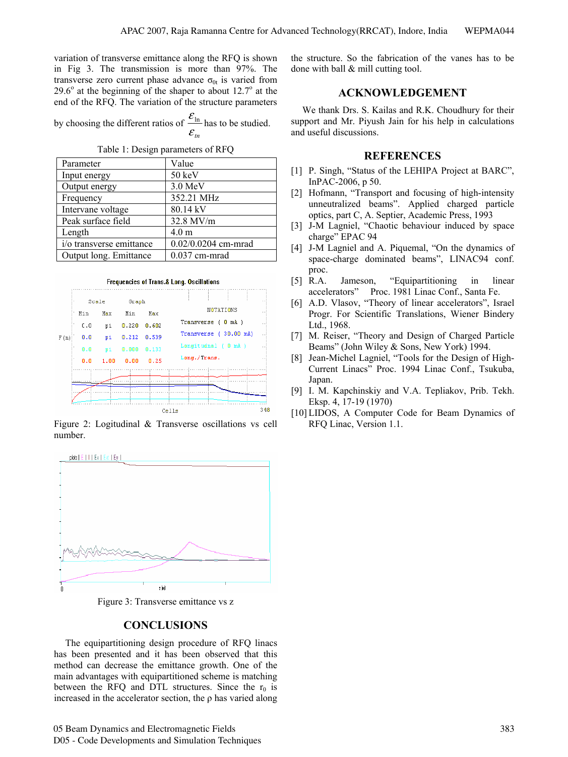variation of transverse emittance along the RFQ is shown in Fig 3. The transmission is more than 97%. The transverse zero current phase advance $\sigma_{0t}$ is varied from 29.6° at the beginning of the shaper to about 12.7° at the end of the RFQ. The variation of the structure parameters by choosing the different ratios of $\frac{\varepsilon_{ln}}{\varepsilon_{tn}}$ has to be studied.

Table 1: Design parameters of RFQ

| Parameter | Value |
|---|---|
| Input energy | 50 keV |
| Output energy | 3.0 MeV |
| Frequency | 352.21 MHz |
| Intervane voltage | 80.14 kV |
| Peak surface field | 32.8 MV/m |
| Length | 4.0 m |
| i/o transverse emittance | 0.02/0.0204 cm-mrad |
| Output long. Emittance | 0.037 cm-mrad |

Frequencies of Trans.& Long. Oscillations

Scale Graph
Min Max Min Max NOTATIONS
0.0 pi 0.220 0.602 Transverse ( 0 mA )
F(n) 0.0 pi 0.212 0.539 Transverse ( 30.00 mA)
0.0 pi 0.000 0.133 Longitudinal ( 0 mA )
0.0 1.00 0.00 0.25 Long./Trans.

Cells 348

Figure 2: Logitudinal & Transverse oscillations vs cell number.

plots | E | | | Ex | Ez | Ey |

0 z(m)

Figure 3: Transverse emittance vs z

## CONCLUSIONS

The equipartitioning design procedure of RFQ linacs has been presented and it has been observed that this method can decrease the emittance growth. One of the main advantages with equipartitioned scheme is matching between the RFQ and DTL structures. Since the $r_0$ is increased in the accelerator section, the ρ has varied along the structure. So the fabrication of the vanes has to be done with ball & mill cutting tool.

## ACKNOWLEDGEMENT

We thank Drs. S. Kailas and R.K. Choudhury for their support and Mr. Piyush Jain for his help in calculations and useful discussions.

## REFERENCES

[1] P. Singh, "Status of the LEHIPA Project at BARC", InPAC-2006, p 50.

[2] Hofmann, "Transport and focusing of high-intensity unneutralized beams". Applied charged particle optics, part C, A. Septier, Academic Press, 1993

[3] J-M Lagniel, "Chaotic behaviour induced by space charge" EPAC 94

[4] J-M Lagniel and A. Piquemal, "On the dynamics of space-charge dominated beams", LINAC94 conf. proc.

[5] R.A. Jameson, "Equipartitioning in linear accelerators" Proc. 1981 Linac Conf., Santa Fe.

[6] A.D. Vlasov, "Theory of linear accelerators", Israel Progr. For Scientific Translations, Wiener Bindery Ltd., 1968.

[7] M. Reiser, "Theory and Design of Charged Particle Beams" (John Wiley & Sons, New York) 1994.

[8] Jean-Michel Lagniel, "Tools for the Design of High-Current Linacs" Proc. 1994 Linac Conf., Tsukuba, Japan.

[9] I. M. Kapchinskiy and V.A. Tepliakov, Prib. Tekh. Eksp. 4, 17-19 (1970)

[10] LIDOS, A Computer Code for Beam Dynamics of RFQ Linac, Version 1.1.